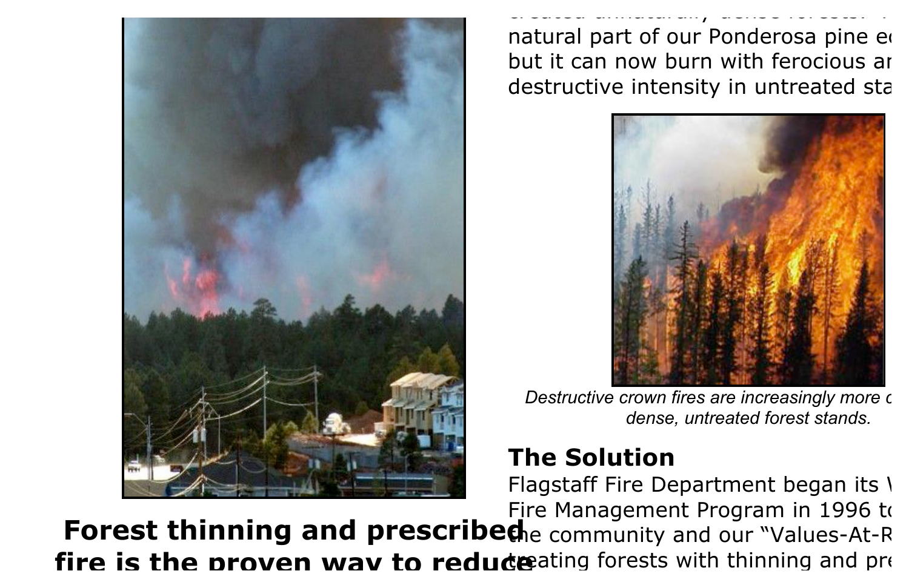natural part of our Ponderosa pine ec
but it can now burn with ferocious ar
destructive intensity in untreated sta

*Destructive crown fires are increasingly more c
dense, untreated forest stands.*

## The Solution

Flagstaff Fire Department began its W
Fire Management Program in 1996 to
the community and our "Values-At-R
treating forests with thinning and pre

**Forest thinning and prescribed fire is the proven way to reduce**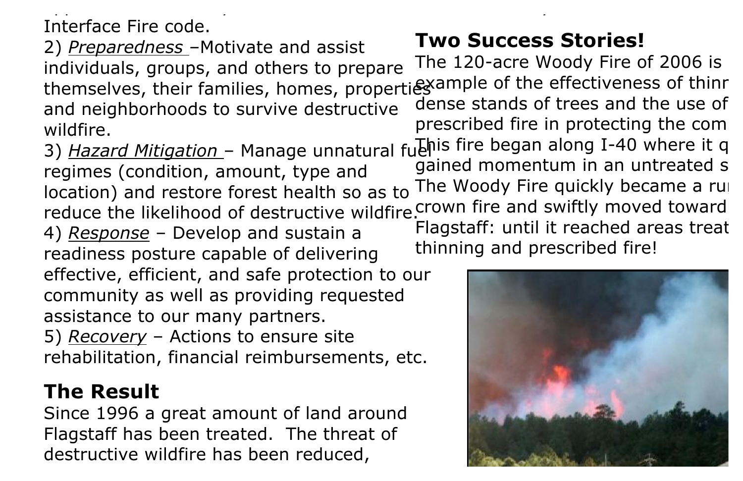Interface Fire code.

2) *Preparedness* –Motivate and assist individuals, groups, and others to prepare themselves, their families, homes, properties and neighborhoods to survive destructive wildfire.

3) *Hazard Mitigation* – Manage unnatural fuel regimes (condition, amount, type and location) and restore forest health so as to reduce the likelihood of destructive wildfire.

4) *Response* – Develop and sustain a readiness posture capable of delivering effective, efficient, and safe protection to our community as well as providing requested assistance to our many partners.

5) *Recovery* – Actions to ensure site rehabilitation, financial reimbursements, etc.

## The Result

Since 1996 a great amount of land around Flagstaff has been treated. The threat of destructive wildfire has been reduced,

## Two Success Stories!

The 120-acre Woody Fire of 2006 is example of the effectiveness of thinr dense stands of trees and the use of prescribed fire in protecting the com This fire began along I-40 where it q gained momentum in an untreated s The Woody Fire quickly became a ru crown fire and swiftly moved toward Flagstaff: until it reached areas treat thinning and prescribed fire!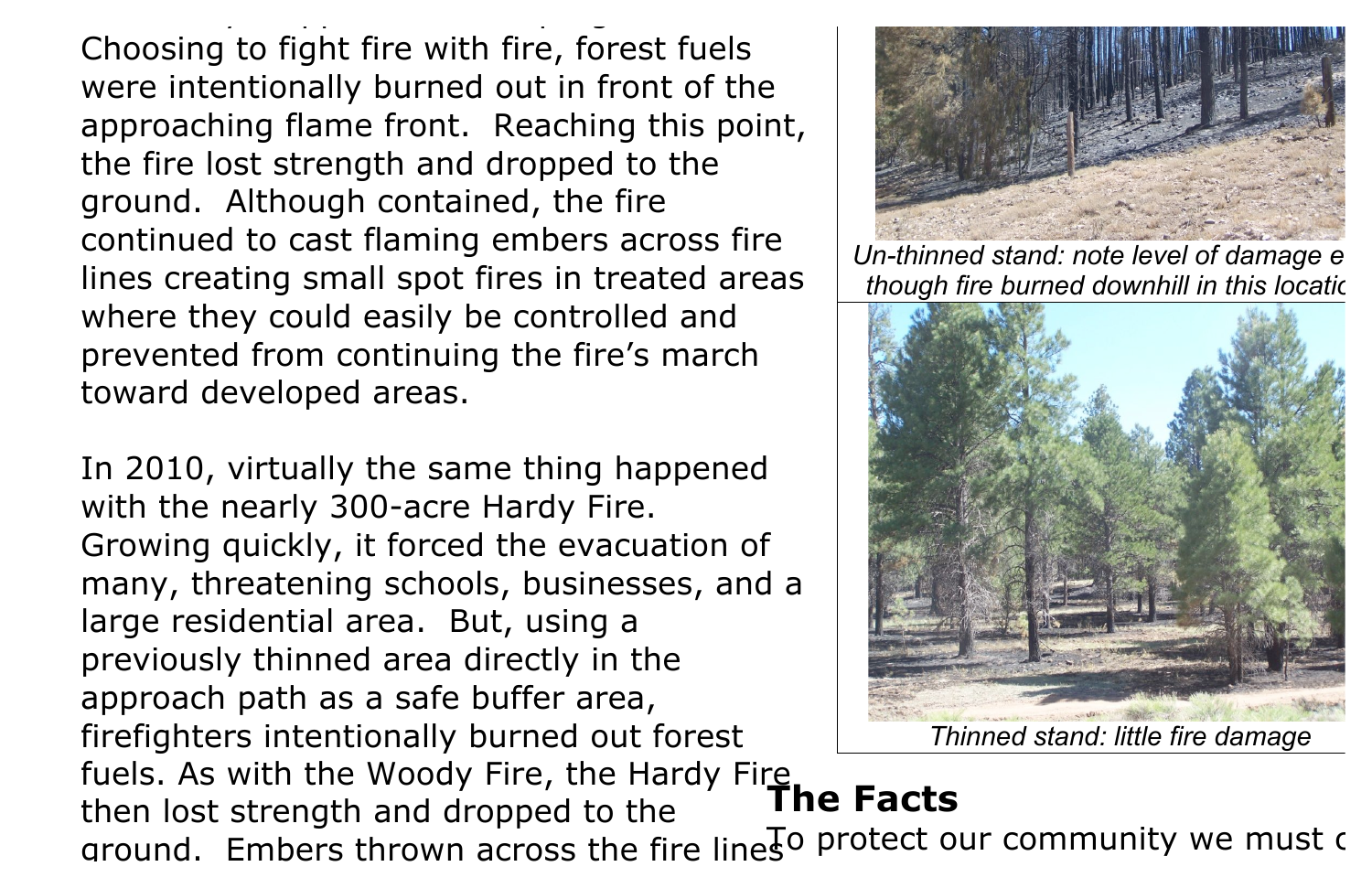Choosing to fight fire with fire, forest fuels were intentionally burned out in front of the approaching flame front. Reaching this point, the fire lost strength and dropped to the ground. Although contained, the fire continued to cast flaming embers across fire lines creating small spot fires in treated areas where they could easily be controlled and prevented from continuing the fire's march toward developed areas.

In 2010, virtually the same thing happened with the nearly 300-acre Hardy Fire. Growing quickly, it forced the evacuation of many, threatening schools, businesses, and a large residential area. But, using a previously thinned area directly in the approach path as a safe buffer area, firefighters intentionally burned out forest fuels. As with the Woody Fire, the Hardy Fire then lost strength and dropped to the ground. Embers thrown across the fire lines

*Un-thinned stand: note level of damage e though fire burned downhill in this locatio*

*Thinned stand: little fire damage*

## The Facts

To protect our community we must c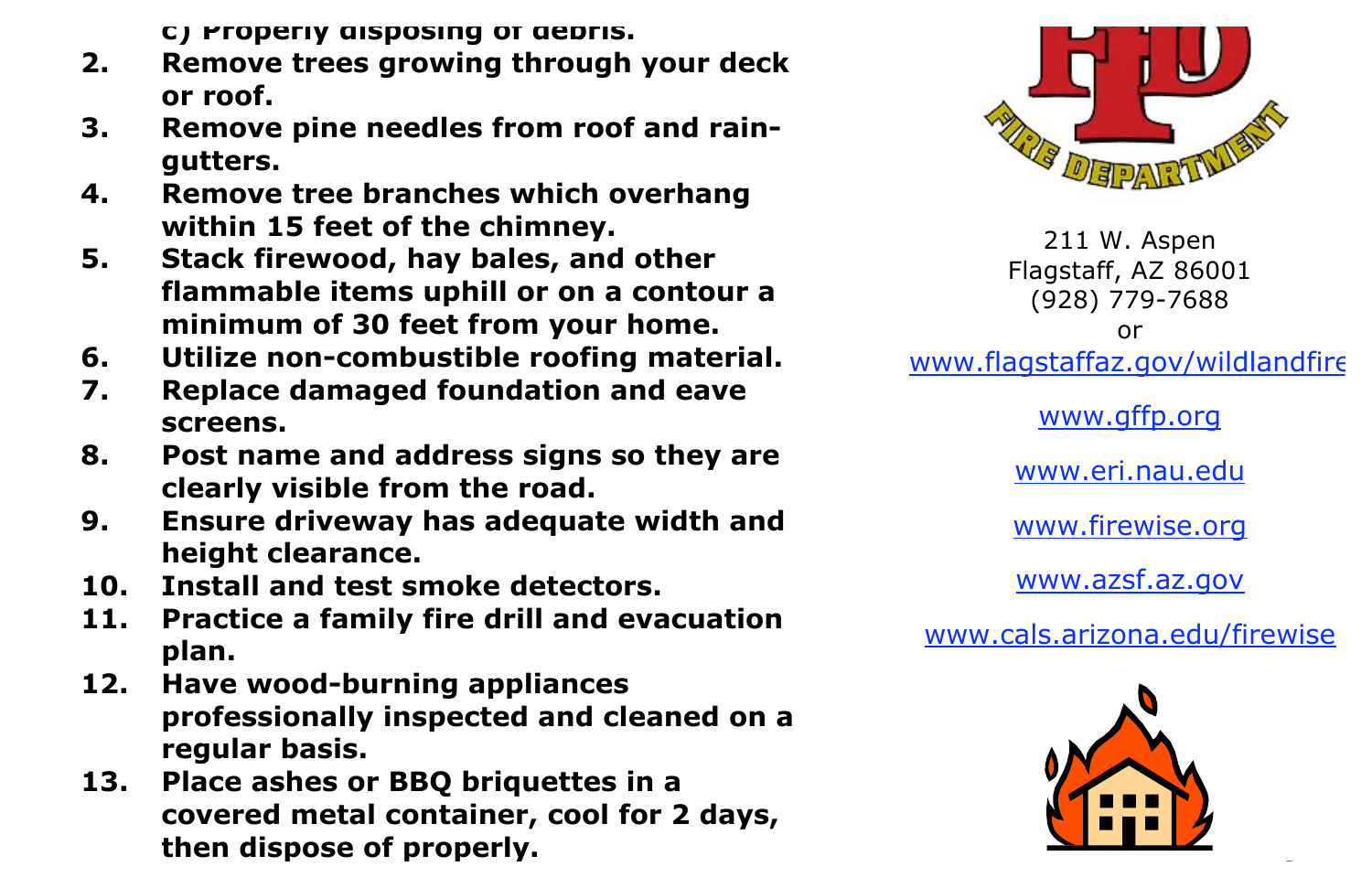**c) Properly disposing of debris.**

2. **Remove trees growing through your deck or roof.**
3. **Remove pine needles from roof and rain-gutters.**
4. **Remove tree branches which overhang within 15 feet of the chimney.**
5. **Stack firewood, hay bales, and other flammable items uphill or on a contour a minimum of 30 feet from your home.**
6. **Utilize non-combustible roofing material.**
7. **Replace damaged foundation and eave screens.**
8. **Post name and address signs so they are clearly visible from the road.**
9. **Ensure driveway has adequate width and height clearance.**
10. **Install and test smoke detectors.**
11. **Practice a family fire drill and evacuation plan.**
12. **Have wood-burning appliances professionally inspected and cleaned on a regular basis.**
13. **Place ashes or BBQ briquettes in a covered metal container, cool for 2 days, then dispose of properly.**

FFD

FIRE DEPARTMENT

211 W. Aspen
Flagstaff, AZ 86001
(928) 779-7688
or

www.flagstaffaz.gov/wildlandfire

www.gffp.org

www.eri.nau.edu

www.firewise.org

www.azsf.az.gov

www.cals.arizona.edu/firewise